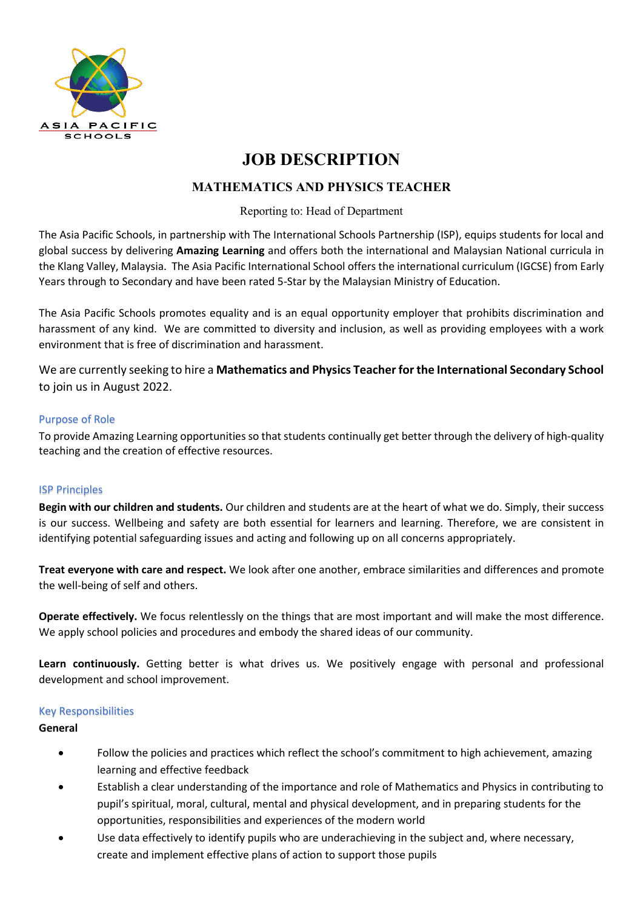ASIA PACIFIC
SCHOOLS

# JOB DESCRIPTION

## MATHEMATICS AND PHYSICS TEACHER

Reporting to: Head of Department

The Asia Pacific Schools, in partnership with The International Schools Partnership (ISP), equips students for local and global success by delivering **Amazing Learning** and offers both the international and Malaysian National curricula in the Klang Valley, Malaysia. The Asia Pacific International School offers the international curriculum (IGCSE) from Early Years through to Secondary and have been rated 5-Star by the Malaysian Ministry of Education.

The Asia Pacific Schools promotes equality and is an equal opportunity employer that prohibits discrimination and harassment of any kind. We are committed to diversity and inclusion, as well as providing employees with a work environment that is free of discrimination and harassment.

We are currently seeking to hire a **Mathematics and Physics Teacher for the International Secondary School** to join us in August 2022.

### Purpose of Role

To provide Amazing Learning opportunities so that students continually get better through the delivery of high-quality teaching and the creation of effective resources.

### ISP Principles

**Begin with our children and students.** Our children and students are at the heart of what we do. Simply, their success is our success. Wellbeing and safety are both essential for learners and learning. Therefore, we are consistent in identifying potential safeguarding issues and acting and following up on all concerns appropriately.

**Treat everyone with care and respect.** We look after one another, embrace similarities and differences and promote the well-being of self and others.

**Operate effectively.** We focus relentlessly on the things that are most important and will make the most difference. We apply school policies and procedures and embody the shared ideas of our community.

**Learn continuously.** Getting better is what drives us. We positively engage with personal and professional development and school improvement.

### Key Responsibilities

**General**

- Follow the policies and practices which reflect the school's commitment to high achievement, amazing learning and effective feedback
- Establish a clear understanding of the importance and role of Mathematics and Physics in contributing to pupil's spiritual, moral, cultural, mental and physical development, and in preparing students for the opportunities, responsibilities and experiences of the modern world
- Use data effectively to identify pupils who are underachieving in the subject and, where necessary, create and implement effective plans of action to support those pupils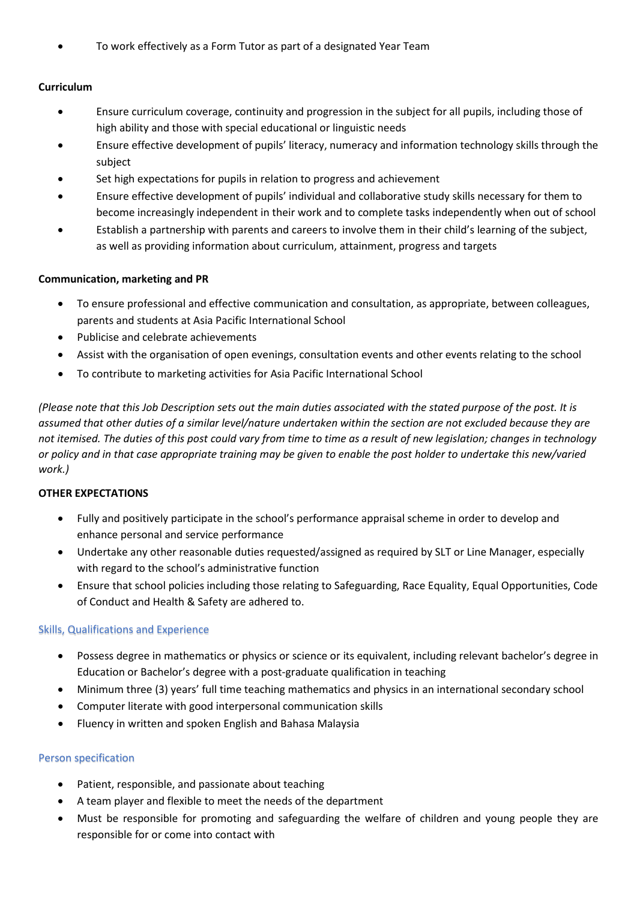- To work effectively as a Form Tutor as part of a designated Year Team

**Curriculum**

- Ensure curriculum coverage, continuity and progression in the subject for all pupils, including those of high ability and those with special educational or linguistic needs
- Ensure effective development of pupils' literacy, numeracy and information technology skills through the subject
- Set high expectations for pupils in relation to progress and achievement
- Ensure effective development of pupils' individual and collaborative study skills necessary for them to become increasingly independent in their work and to complete tasks independently when out of school
- Establish a partnership with parents and careers to involve them in their child's learning of the subject, as well as providing information about curriculum, attainment, progress and targets

**Communication, marketing and PR**

- To ensure professional and effective communication and consultation, as appropriate, between colleagues, parents and students at Asia Pacific International School
- Publicise and celebrate achievements
- Assist with the organisation of open evenings, consultation events and other events relating to the school
- To contribute to marketing activities for Asia Pacific International School

*(Please note that this Job Description sets out the main duties associated with the stated purpose of the post. It is assumed that other duties of a similar level/nature undertaken within the section are not excluded because they are not itemised. The duties of this post could vary from time to time as a result of new legislation; changes in technology or policy and in that case appropriate training may be given to enable the post holder to undertake this new/varied work.)*

**OTHER EXPECTATIONS**

- Fully and positively participate in the school's performance appraisal scheme in order to develop and enhance personal and service performance
- Undertake any other reasonable duties requested/assigned as required by SLT or Line Manager, especially with regard to the school's administrative function
- Ensure that school policies including those relating to Safeguarding, Race Equality, Equal Opportunities, Code of Conduct and Health & Safety are adhered to.

## Skills, Qualifications and Experience

- Possess degree in mathematics or physics or science or its equivalent, including relevant bachelor's degree in Education or Bachelor's degree with a post-graduate qualification in teaching
- Minimum three (3) years' full time teaching mathematics and physics in an international secondary school
- Computer literate with good interpersonal communication skills
- Fluency in written and spoken English and Bahasa Malaysia

## Person specification

- Patient, responsible, and passionate about teaching
- A team player and flexible to meet the needs of the department
- Must be responsible for promoting and safeguarding the welfare of children and young people they are responsible for or come into contact with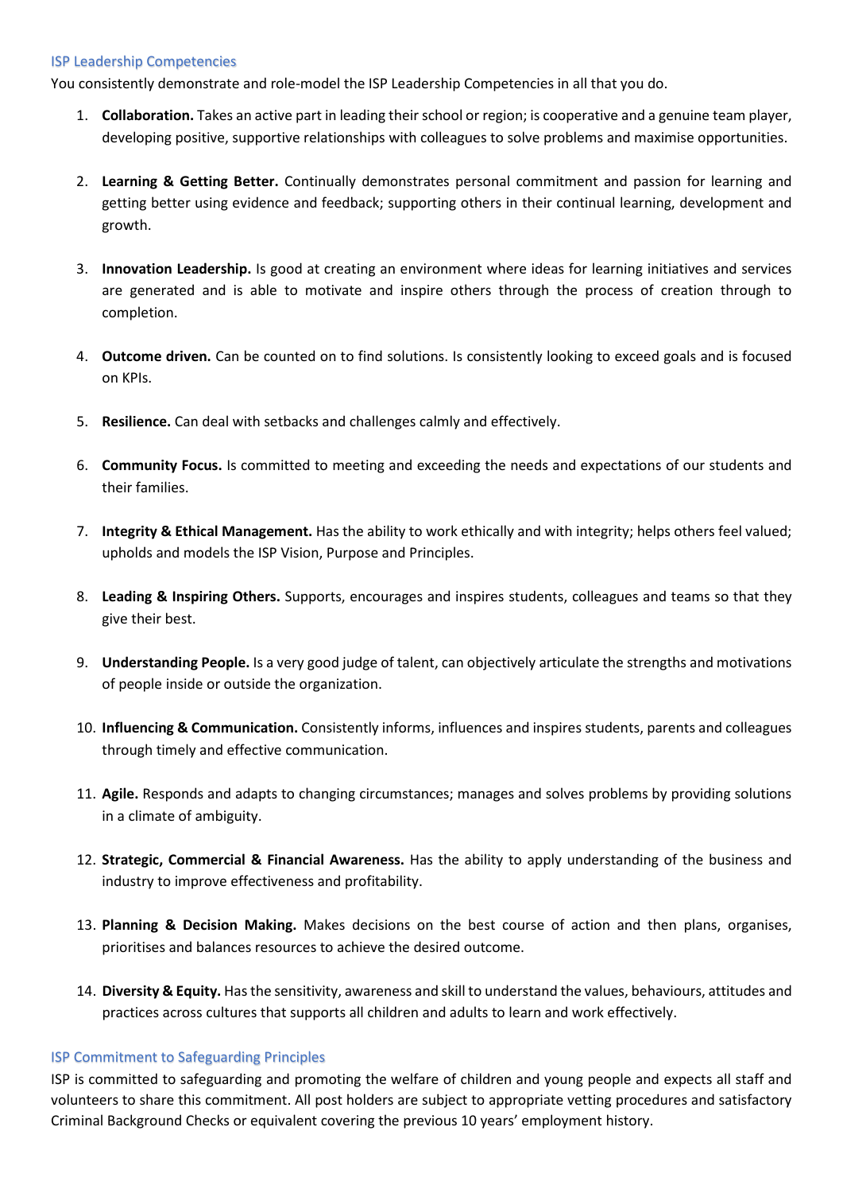## ISP Leadership Competencies

You consistently demonstrate and role-model the ISP Leadership Competencies in all that you do.

1. **Collaboration.** Takes an active part in leading their school or region; is cooperative and a genuine team player, developing positive, supportive relationships with colleagues to solve problems and maximise opportunities.

2. **Learning & Getting Better.** Continually demonstrates personal commitment and passion for learning and getting better using evidence and feedback; supporting others in their continual learning, development and growth.

3. **Innovation Leadership.** Is good at creating an environment where ideas for learning initiatives and services are generated and is able to motivate and inspire others through the process of creation through to completion.

4. **Outcome driven.** Can be counted on to find solutions. Is consistently looking to exceed goals and is focused on KPIs.

5. **Resilience.** Can deal with setbacks and challenges calmly and effectively.

6. **Community Focus.** Is committed to meeting and exceeding the needs and expectations of our students and their families.

7. **Integrity & Ethical Management.** Has the ability to work ethically and with integrity; helps others feel valued; upholds and models the ISP Vision, Purpose and Principles.

8. **Leading & Inspiring Others.** Supports, encourages and inspires students, colleagues and teams so that they give their best.

9. **Understanding People.** Is a very good judge of talent, can objectively articulate the strengths and motivations of people inside or outside the organization.

10. **Influencing & Communication.** Consistently informs, influences and inspires students, parents and colleagues through timely and effective communication.

11. **Agile.** Responds and adapts to changing circumstances; manages and solves problems by providing solutions in a climate of ambiguity.

12. **Strategic, Commercial & Financial Awareness.** Has the ability to apply understanding of the business and industry to improve effectiveness and profitability.

13. **Planning & Decision Making.** Makes decisions on the best course of action and then plans, organises, prioritises and balances resources to achieve the desired outcome.

14. **Diversity & Equity.** Has the sensitivity, awareness and skill to understand the values, behaviours, attitudes and practices across cultures that supports all children and adults to learn and work effectively.

## ISP Commitment to Safeguarding Principles

ISP is committed to safeguarding and promoting the welfare of children and young people and expects all staff and volunteers to share this commitment. All post holders are subject to appropriate vetting procedures and satisfactory Criminal Background Checks or equivalent covering the previous 10 years' employment history.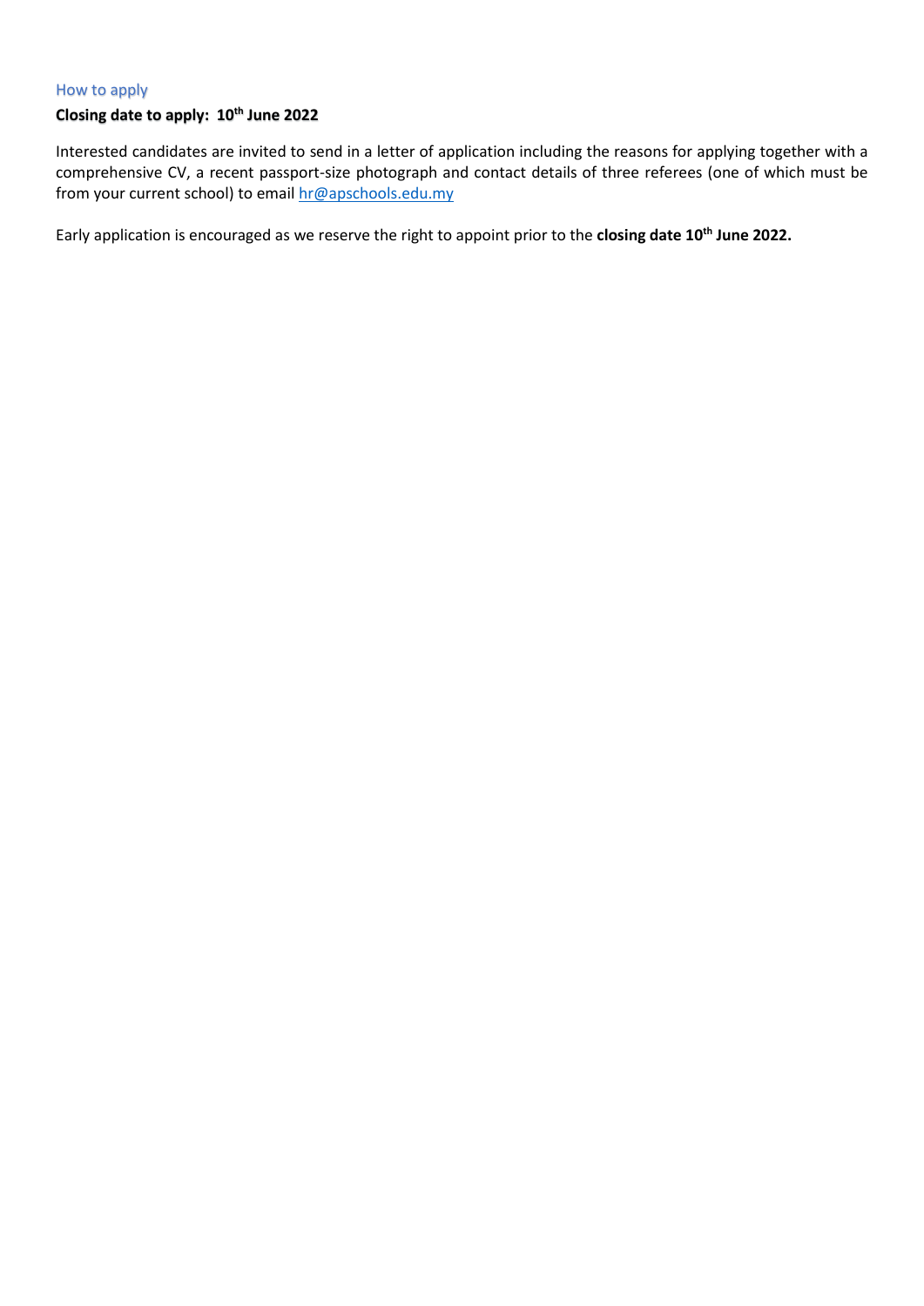## How to apply

**Closing date to apply: 10th June 2022**

Interested candidates are invited to send in a letter of application including the reasons for applying together with a comprehensive CV, a recent passport-size photograph and contact details of three referees (one of which must be from your current school) to email hr@apschools.edu.my

Early application is encouraged as we reserve the right to appoint prior to the **closing date 10th June 2022.**